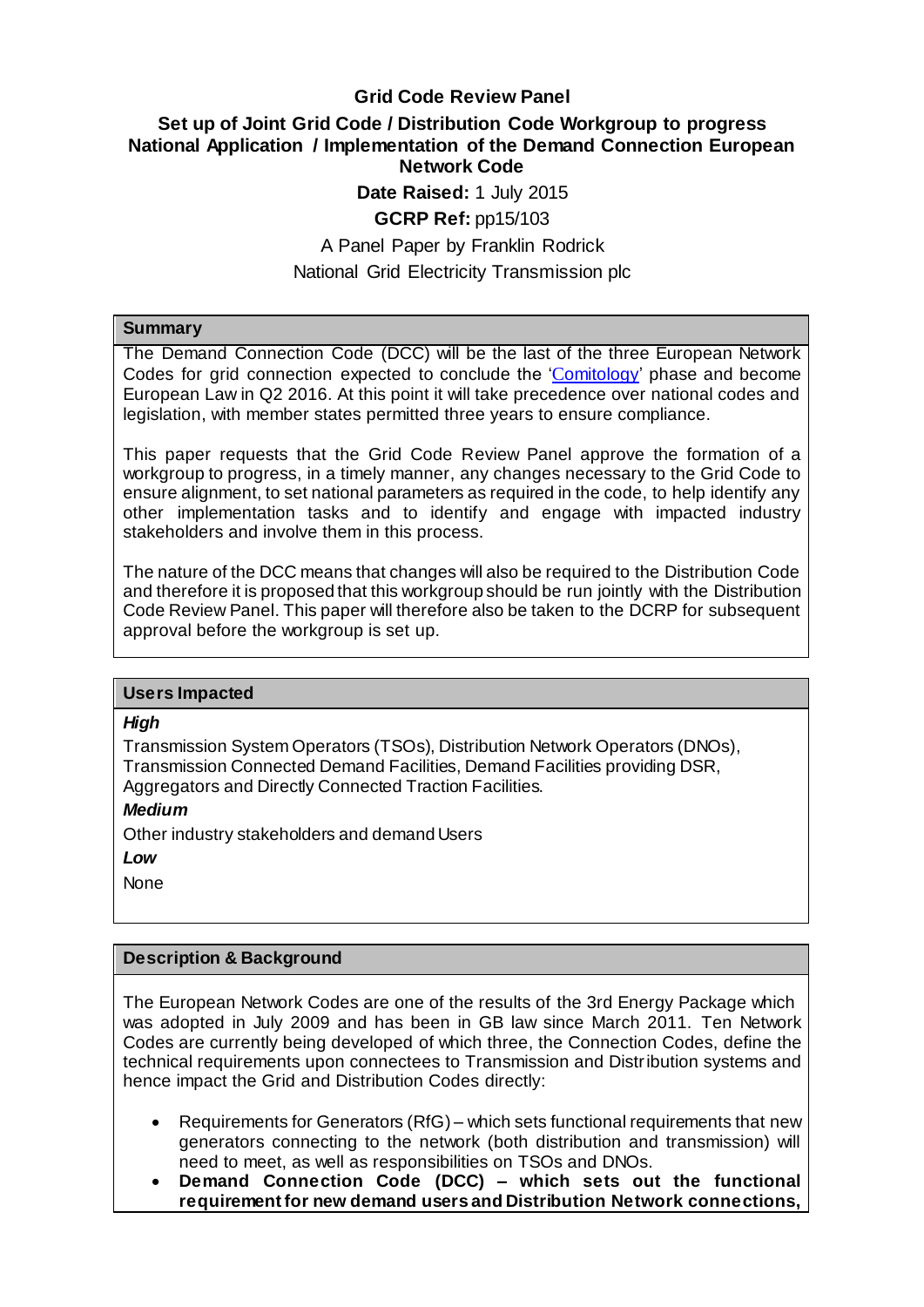# Grid Code Review Panel

## Set up of Joint Grid Code / Distribution Code Workgroup to progress National Application / Implementation of the Demand Connection European Network Code

**Date Raised:** 1 July 2015

**GCRP Ref:** pp15/103

A Panel Paper by Franklin Rodrick

National Grid Electricity Transmission plc

### Summary

The Demand Connection Code (DCC) will be the last of the three European Network Codes for grid connection expected to conclude the 'Comitology' phase and become European Law in Q2 2016. At this point it will take precedence over national codes and legislation, with member states permitted three years to ensure compliance.

This paper requests that the Grid Code Review Panel approve the formation of a workgroup to progress, in a timely manner, any changes necessary to the Grid Code to ensure alignment, to set national parameters as required in the code, to help identify any other implementation tasks and to identify and engage with impacted industry stakeholders and involve them in this process.

The nature of the DCC means that changes will also be required to the Distribution Code and therefore it is proposed that this workgroup should be run jointly with the Distribution Code Review Panel. This paper will therefore also be taken to the DCRP for subsequent approval before the workgroup is set up.

### Users Impacted

***High***

Transmission System Operators (TSOs), Distribution Network Operators (DNOs), Transmission Connected Demand Facilities, Demand Facilities providing DSR, Aggregators and Directly Connected Traction Facilities.

***Medium***

Other industry stakeholders and demand Users

***Low***

None

### Description & Background

The European Network Codes are one of the results of the 3rd Energy Package which was adopted in July 2009 and has been in GB law since March 2011. Ten Network Codes are currently being developed of which three, the Connection Codes, define the technical requirements upon connectees to Transmission and Distribution systems and hence impact the Grid and Distribution Codes directly:

- Requirements for Generators (RfG) – which sets functional requirements that new generators connecting to the network (both distribution and transmission) will need to meet, as well as responsibilities on TSOs and DNOs.
- **Demand Connection Code (DCC) – which sets out the functional requirement for new demand users and Distribution Network connections,**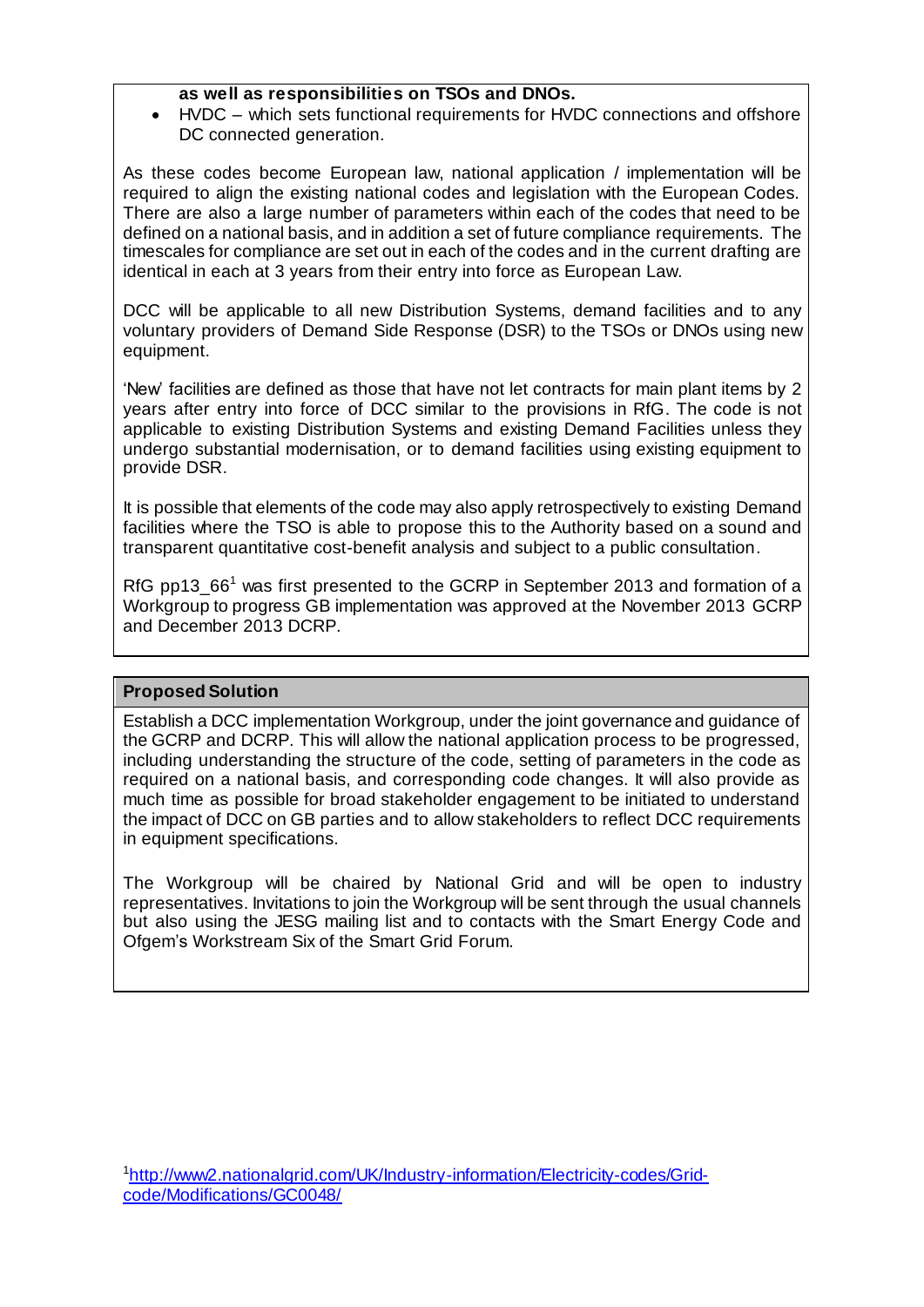**as well as responsibilities on TSOs and DNOs.**

- HVDC – which sets functional requirements for HVDC connections and offshore DC connected generation.

As these codes become European law, national application / implementation will be required to align the existing national codes and legislation with the European Codes. There are also a large number of parameters within each of the codes that need to be defined on a national basis, and in addition a set of future compliance requirements. The timescales for compliance are set out in each of the codes and in the current drafting are identical in each at 3 years from their entry into force as European Law.

DCC will be applicable to all new Distribution Systems, demand facilities and to any voluntary providers of Demand Side Response (DSR) to the TSOs or DNOs using new equipment.

'New' facilities are defined as those that have not let contracts for main plant items by 2 years after entry into force of DCC similar to the provisions in RfG. The code is not applicable to existing Distribution Systems and existing Demand Facilities unless they undergo substantial modernisation, or to demand facilities using existing equipment to provide DSR.

It is possible that elements of the code may also apply retrospectively to existing Demand facilities where the TSO is able to propose this to the Authority based on a sound and transparent quantitative cost-benefit analysis and subject to a public consultation.

RfG pp13_66[1] was first presented to the GCRP in September 2013 and formation of a Workgroup to progress GB implementation was approved at the November 2013 GCRP and December 2013 DCRP.

**Proposed Solution**

Establish a DCC implementation Workgroup, under the joint governance and guidance of the GCRP and DCRP. This will allow the national application process to be progressed, including understanding the structure of the code, setting of parameters in the code as required on a national basis, and corresponding code changes. It will also provide as much time as possible for broad stakeholder engagement to be initiated to understand the impact of DCC on GB parties and to allow stakeholders to reflect DCC requirements in equipment specifications.

The Workgroup will be chaired by National Grid and will be open to industry representatives. Invitations to join the Workgroup will be sent through the usual channels but also using the JESG mailing list and to contacts with the Smart Energy Code and Ofgem's Workstream Six of the Smart Grid Forum.

[1] http://www2.nationalgrid.com/UK/Industry-information/Electricity-codes/Grid-code/Modifications/GC0048/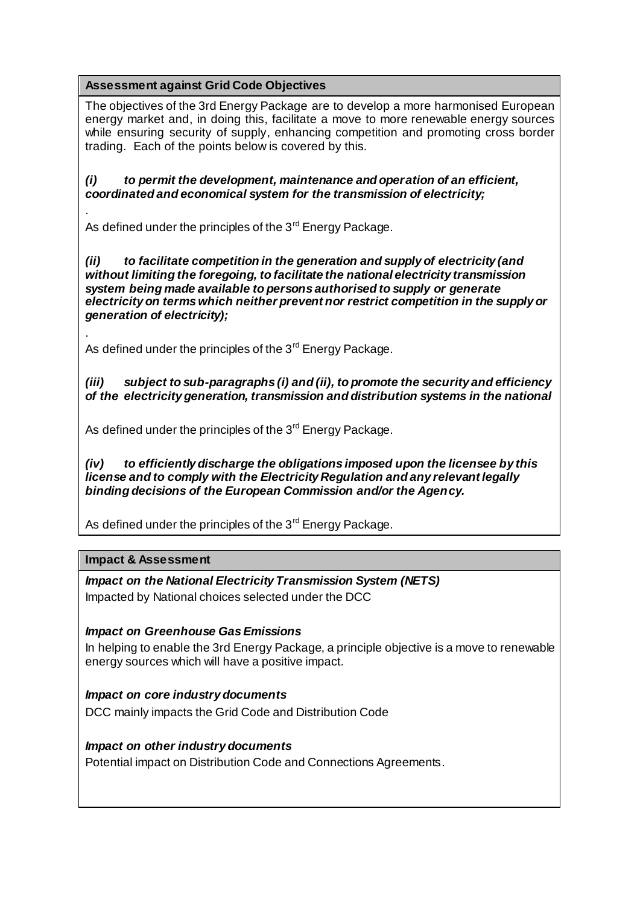**Assessment against Grid Code Objectives**

The objectives of the 3rd Energy Package are to develop a more harmonised European energy market and, in doing this, facilitate a move to more renewable energy sources while ensuring security of supply, enhancing competition and promoting cross border trading. Each of the points below is covered by this.

***(i) to permit the development, maintenance and operation of an efficient, coordinated and economical system for the transmission of electricity;***

.

As defined under the principles of the 3rd Energy Package.

***(ii) to facilitate competition in the generation and supply of electricity (and without limiting the foregoing, to facilitate the national electricity transmission system being made available to persons authorised to supply or generate electricity on terms which neither prevent nor restrict competition in the supply or generation of electricity);***

.

As defined under the principles of the 3rd Energy Package.

***(iii) subject to sub-paragraphs (i) and (ii), to promote the security and efficiency of the electricity generation, transmission and distribution systems in the national***

As defined under the principles of the 3rd Energy Package.

***(iv) to efficiently discharge the obligations imposed upon the licensee by this license and to comply with the Electricity Regulation and any relevant legally binding decisions of the European Commission and/or the Agency.***

As defined under the principles of the 3rd Energy Package.

**Impact & Assessment**

***Impact on the National Electricity Transmission System (NETS)***

Impacted by National choices selected under the DCC

***Impact on Greenhouse Gas Emissions***

In helping to enable the 3rd Energy Package, a principle objective is a move to renewable energy sources which will have a positive impact.

***Impact on core industry documents***

DCC mainly impacts the Grid Code and Distribution Code

***Impact on other industry documents***

Potential impact on Distribution Code and Connections Agreements.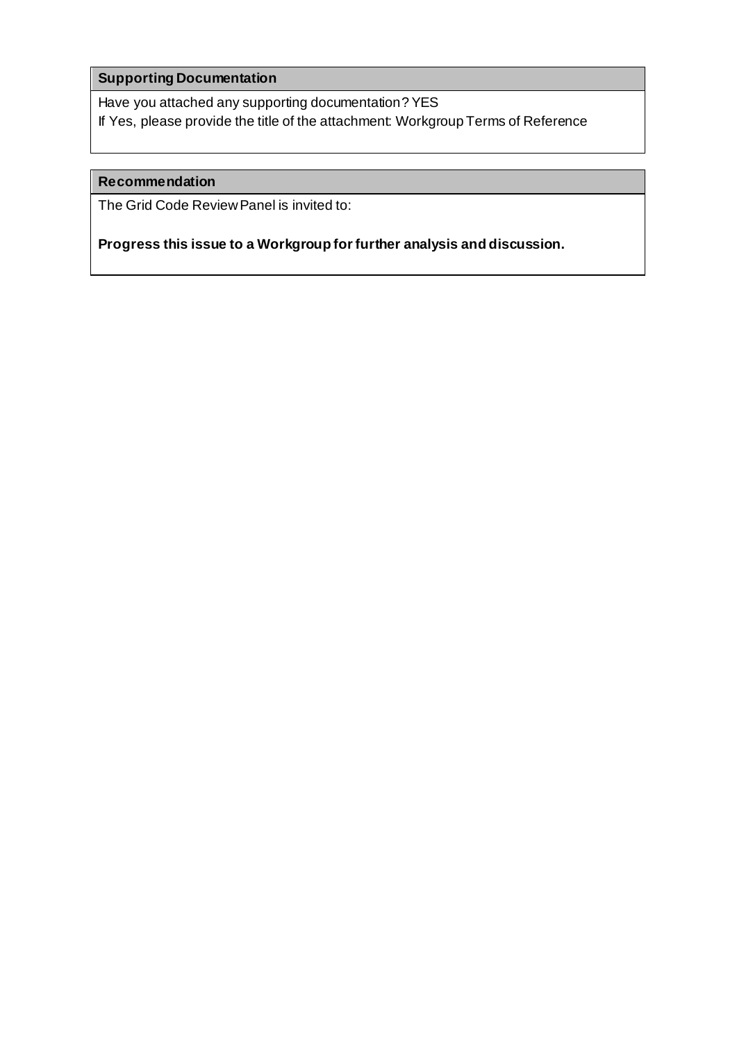| Supporting Documentation |
| --- |
| Have you attached any supporting documentation? YES<br>If Yes, please provide the title of the attachment: Workgroup Terms of Reference |

| Recommendation |
| --- |
| The Grid Code Review Panel is invited to:<br><br>**Progress this issue to a Workgroup for further analysis and discussion.** |